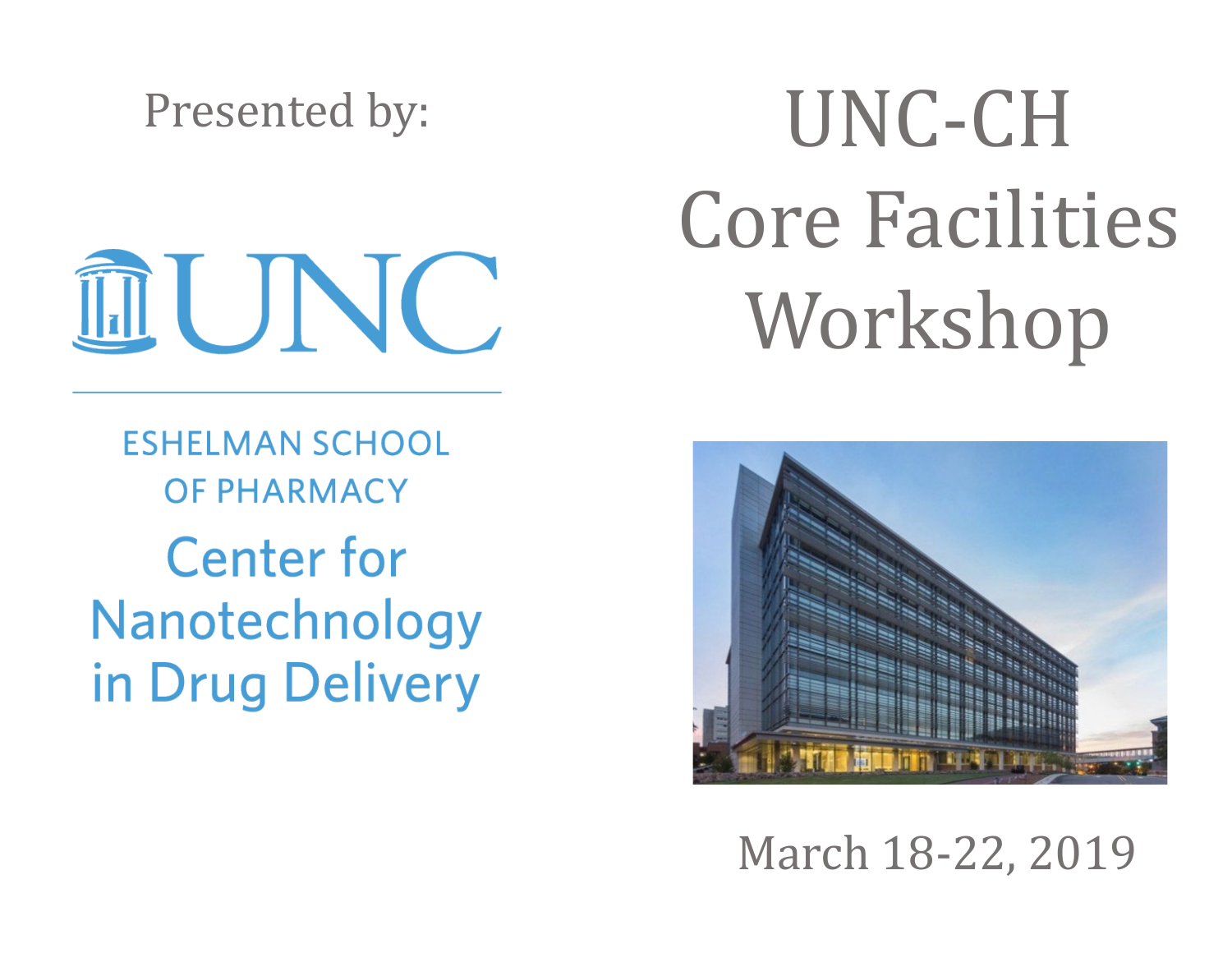Presented by:

UNC

ESHELMAN SCHOOL OF PHARMACY

Center for Nanotechnology in Drug Delivery

# UNC-CH Core Facilities Workshop

March 18-22, 2019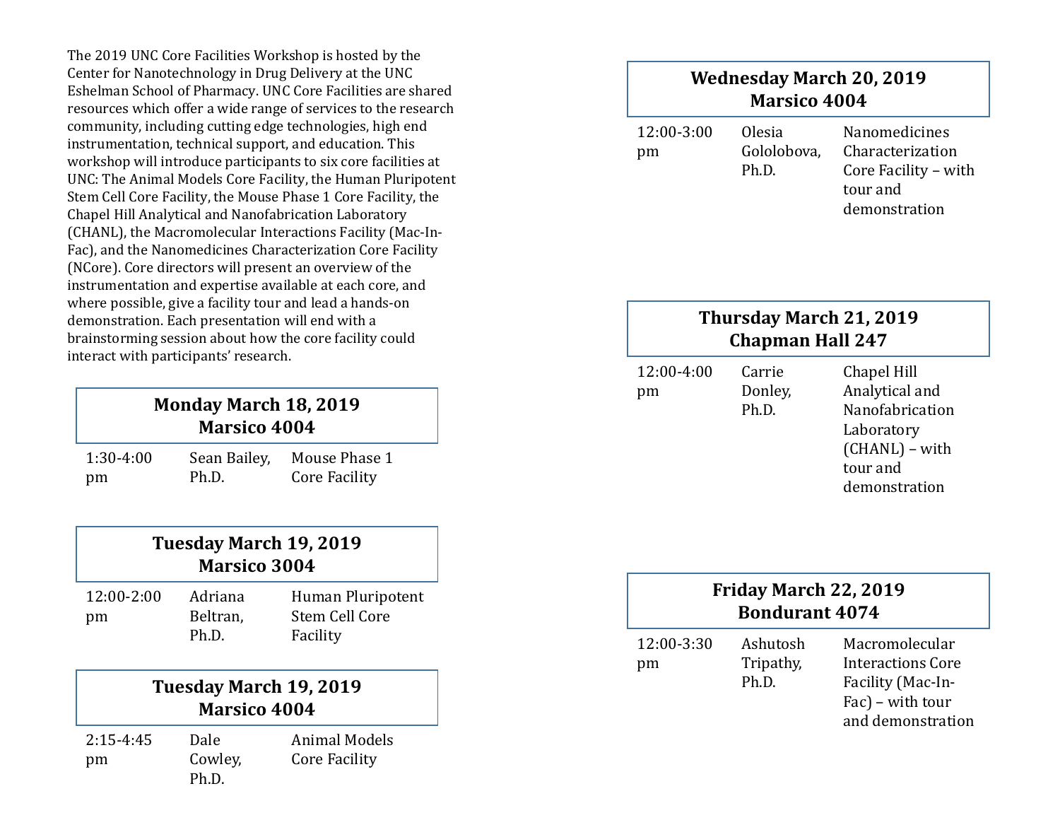The 2019 UNC Core Facilities Workshop is hosted by the Center for Nanotechnology in Drug Delivery at the UNC Eshelman School of Pharmacy. UNC Core Facilities are shared resources which offer a wide range of services to the research community, including cutting edge technologies, high end instrumentation, technical support, and education. This workshop will introduce participants to six core facilities at UNC: The Animal Models Core Facility, the Human Pluripotent Stem Cell Core Facility, the Mouse Phase 1 Core Facility, the Chapel Hill Analytical and Nanofabrication Laboratory (CHANL), the Macromolecular Interactions Facility (Mac-In-Fac), and the Nanomedicines Characterization Core Facility (NCore). Core directors will present an overview of the instrumentation and expertise available at each core, and where possible, give a facility tour and lead a hands-on demonstration. Each presentation will end with a brainstorming session about how the core facility could interact with participants' research.

**Monday March 18, 2019**
**Marsico 4004**

| | | |
|---|---|---|
| 1:30-4:00 pm | Sean Bailey, Ph.D. | Mouse Phase 1 Core Facility |

**Tuesday March 19, 2019**
**Marsico 3004**

| | | |
|---|---|---|
| 12:00-2:00 pm | Adriana Beltran, Ph.D. | Human Pluripotent Stem Cell Core Facility |

**Tuesday March 19, 2019**
**Marsico 4004**

| | | |
|---|---|---|
| 2:15-4:45 pm | Dale Cowley, Ph.D. | Animal Models Core Facility |

**Wednesday March 20, 2019**
**Marsico 4004**

| | | |
|---|---|---|
| 12:00-3:00 pm | Olesia Gololobova, Ph.D. | Nanomedicines Characterization Core Facility – with tour and demonstration |

**Thursday March 21, 2019**
**Chapman Hall 247**

| | | |
|---|---|---|
| 12:00-4:00 pm | Carrie Donley, Ph.D. | Chapel Hill Analytical and Nanofabrication Laboratory (CHANL) – with tour and demonstration |

**Friday March 22, 2019**
**Bondurant 4074**

| | | |
|---|---|---|
| 12:00-3:30 pm | Ashutosh Tripathy, Ph.D. | Macromolecular Interactions Core Facility (Mac-In-Fac) – with tour and demonstration |